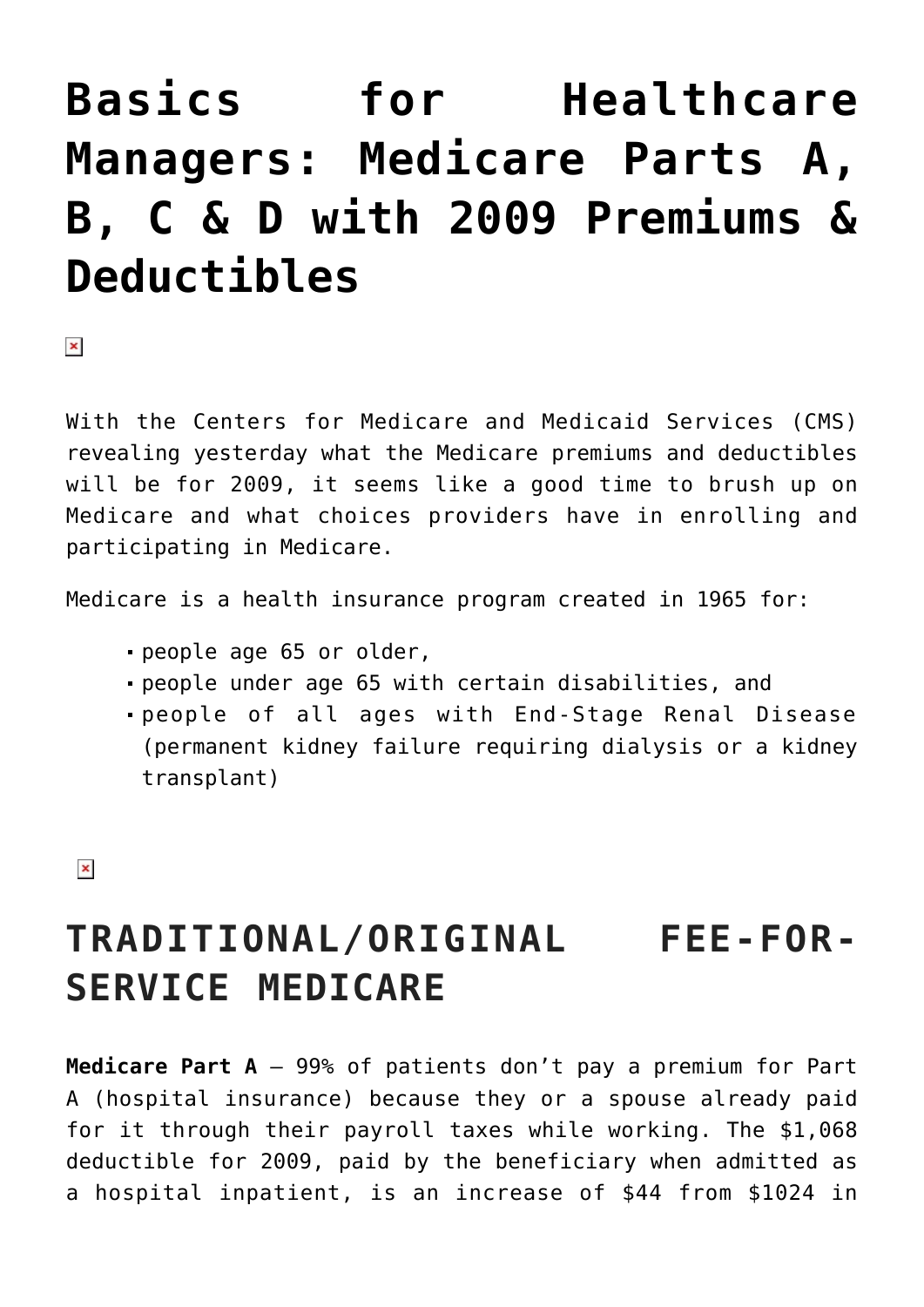# Basics for Healthcare Managers: Medicare Parts A, B, C & D with 2009 Premiums & Deductibles

With the Centers for Medicare and Medicaid Services (CMS) revealing yesterday what the Medicare premiums and deductibles will be for 2009, it seems like a good time to brush up on Medicare and what choices providers have in enrolling and participating in Medicare.

Medicare is a health insurance program created in 1965 for:

- people age 65 or older,
- people under age 65 with certain disabilities, and
- people of all ages with End-Stage Renal Disease (permanent kidney failure requiring dialysis or a kidney transplant)

## TRADITIONAL/ORIGINAL FEE-FOR-SERVICE MEDICARE

**Medicare Part A** – 99% of patients don't pay a premium for Part A (hospital insurance) because they or a spouse already paid for it through their payroll taxes while working. The $1,068 deductible for 2009, paid by the beneficiary when admitted as a hospital inpatient, is an increase of $44 from $1024 in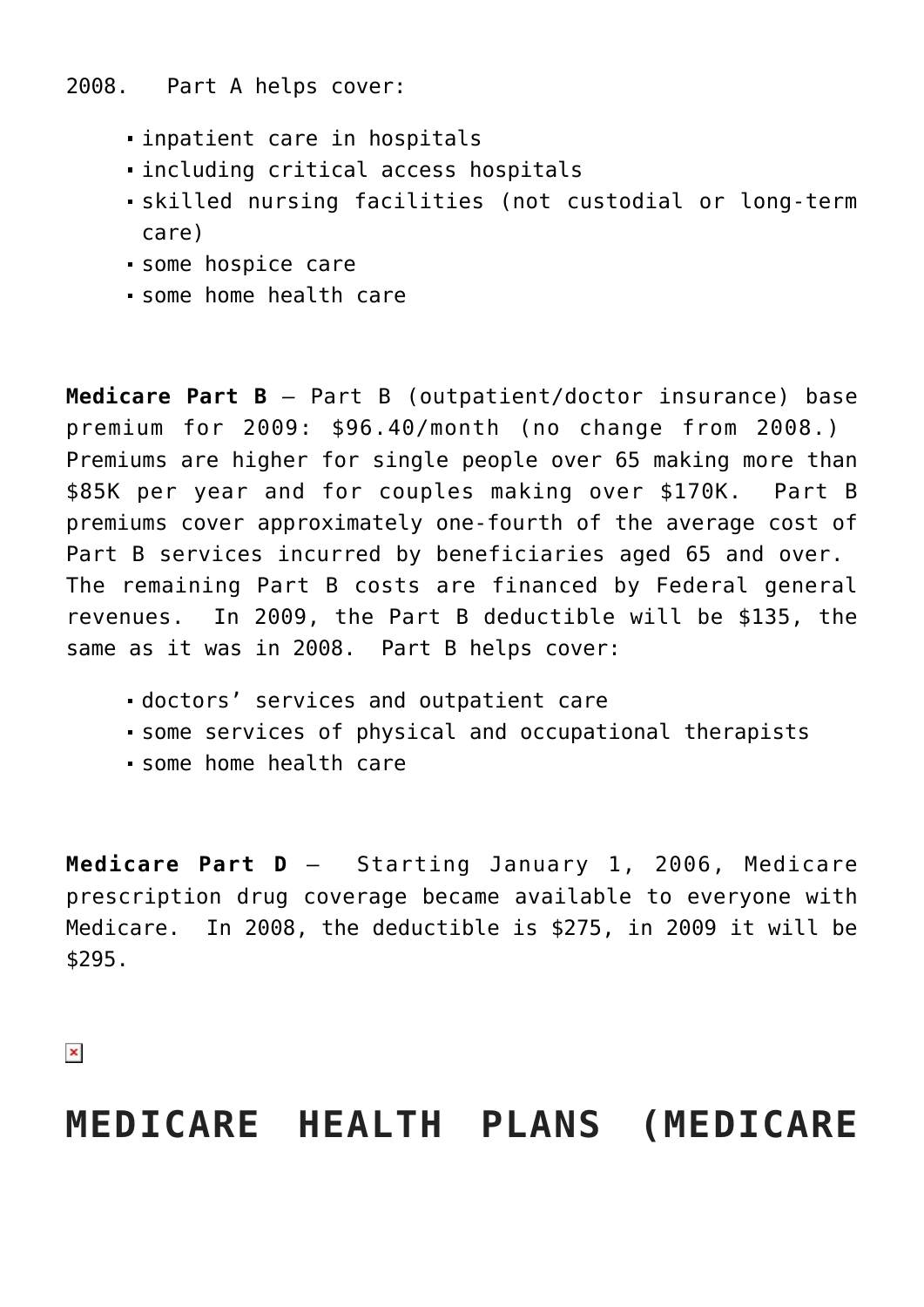2008. Part A helps cover:

- inpatient care in hospitals
- including critical access hospitals
- skilled nursing facilities (not custodial or long-term care)
- some hospice care
- some home health care

**Medicare Part B** – Part B (outpatient/doctor insurance) base premium for 2009: $96.40/month (no change from 2008.) Premiums are higher for single people over 65 making more than $85K per year and for couples making over $170K. Part B premiums cover approximately one-fourth of the average cost of Part B services incurred by beneficiaries aged 65 and over. The remaining Part B costs are financed by Federal general revenues. In 2009, the Part B deductible will be $135, the same as it was in 2008. Part B helps cover:

- doctors' services and outpatient care
- some services of physical and occupational therapists
- some home health care

**Medicare Part D** – Starting January 1, 2006, Medicare prescription drug coverage became available to everyone with Medicare. In 2008, the deductible is $275, in 2009 it will be $295.

# MEDICARE HEALTH PLANS (MEDICARE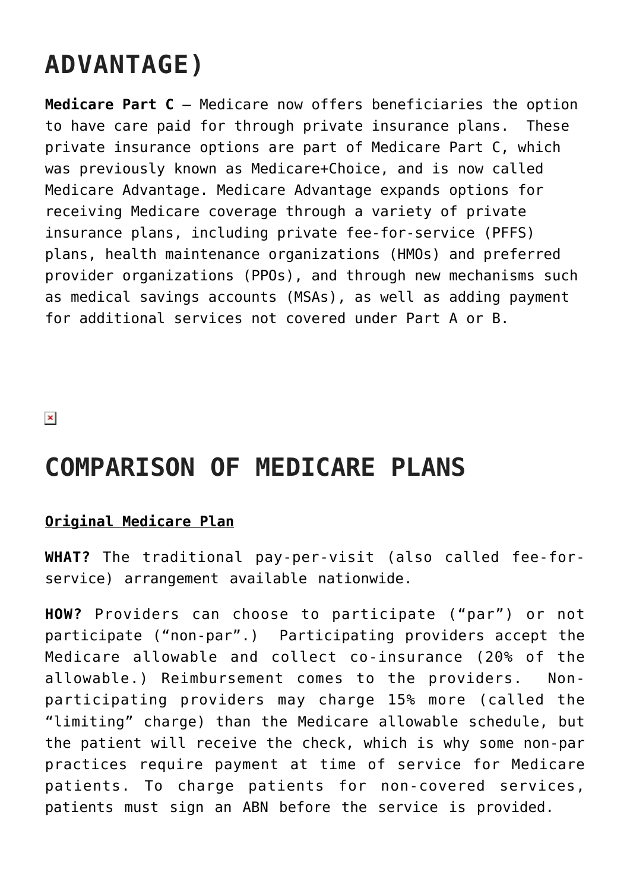# ADVANTAGE)

**Medicare Part C** – Medicare now offers beneficiaries the option to have care paid for through private insurance plans. These private insurance options are part of Medicare Part C, which was previously known as Medicare+Choice, and is now called Medicare Advantage. Medicare Advantage expands options for receiving Medicare coverage through a variety of private insurance plans, including private fee-for-service (PFFS) plans, health maintenance organizations (HMOs) and preferred provider organizations (PPOs), and through new mechanisms such as medical savings accounts (MSAs), as well as adding payment for additional services not covered under Part A or B.

# COMPARISON OF MEDICARE PLANS

__**Original Medicare Plan**__

**WHAT?** The traditional pay-per-visit (also called fee-for-service) arrangement available nationwide.

**HOW?** Providers can choose to participate ("par") or not participate ("non-par".) Participating providers accept the Medicare allowable and collect co-insurance (20% of the allowable.) Reimbursement comes to the providers. Non-participating providers may charge 15% more (called the "limiting" charge) than the Medicare allowable schedule, but the patient will receive the check, which is why some non-par practices require payment at time of service for Medicare patients. To charge patients for non-covered services, patients must sign an ABN before the service is provided.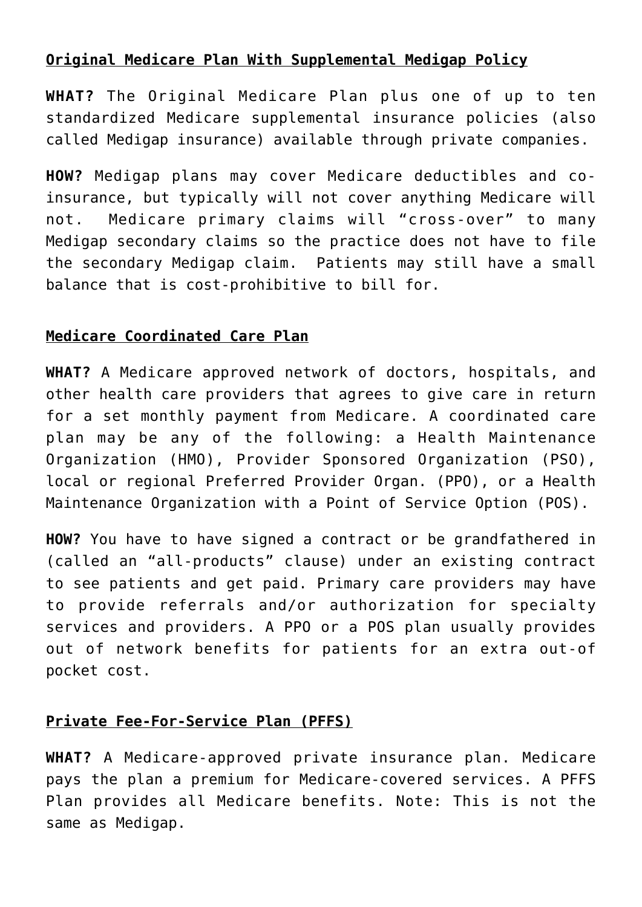**Original Medicare Plan With Supplemental Medigap Policy**

**WHAT?** The Original Medicare Plan plus one of up to ten standardized Medicare supplemental insurance policies (also called Medigap insurance) available through private companies.

**HOW?** Medigap plans may cover Medicare deductibles and co-insurance, but typically will not cover anything Medicare will not. Medicare primary claims will "cross-over" to many Medigap secondary claims so the practice does not have to file the secondary Medigap claim. Patients may still have a small balance that is cost-prohibitive to bill for.

**Medicare Coordinated Care Plan**

**WHAT?** A Medicare approved network of doctors, hospitals, and other health care providers that agrees to give care in return for a set monthly payment from Medicare. A coordinated care plan may be any of the following: a Health Maintenance Organization (HMO), Provider Sponsored Organization (PSO), local or regional Preferred Provider Organ. (PPO), or a Health Maintenance Organization with a Point of Service Option (POS).

**HOW?** You have to have signed a contract or be grandfathered in (called an "all-products" clause) under an existing contract to see patients and get paid. Primary care providers may have to provide referrals and/or authorization for specialty services and providers. A PPO or a POS plan usually provides out of network benefits for patients for an extra out-of pocket cost.

**Private Fee-For-Service Plan (PFFS)**

**WHAT?** A Medicare-approved private insurance plan. Medicare pays the plan a premium for Medicare-covered services. A PFFS Plan provides all Medicare benefits. Note: This is not the same as Medigap.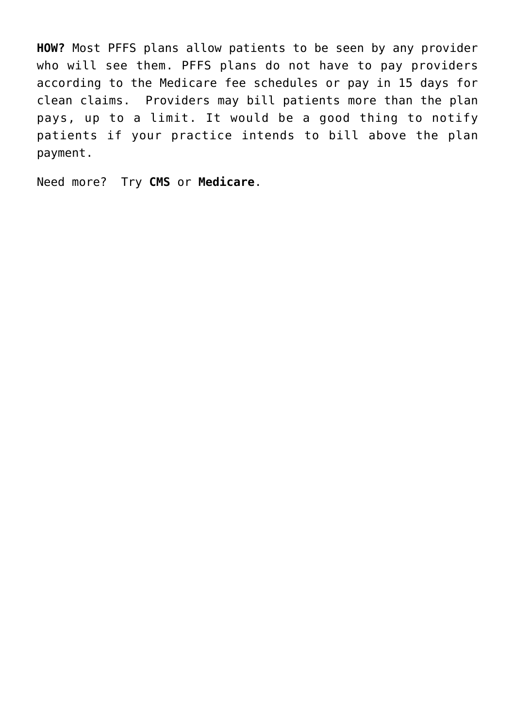**HOW?** Most PFFS plans allow patients to be seen by any provider who will see them. PFFS plans do not have to pay providers according to the Medicare fee schedules or pay in 15 days for clean claims. Providers may bill patients more than the plan pays, up to a limit. It would be a good thing to notify patients if your practice intends to bill above the plan payment.

Need more? Try **CMS** or **Medicare**.